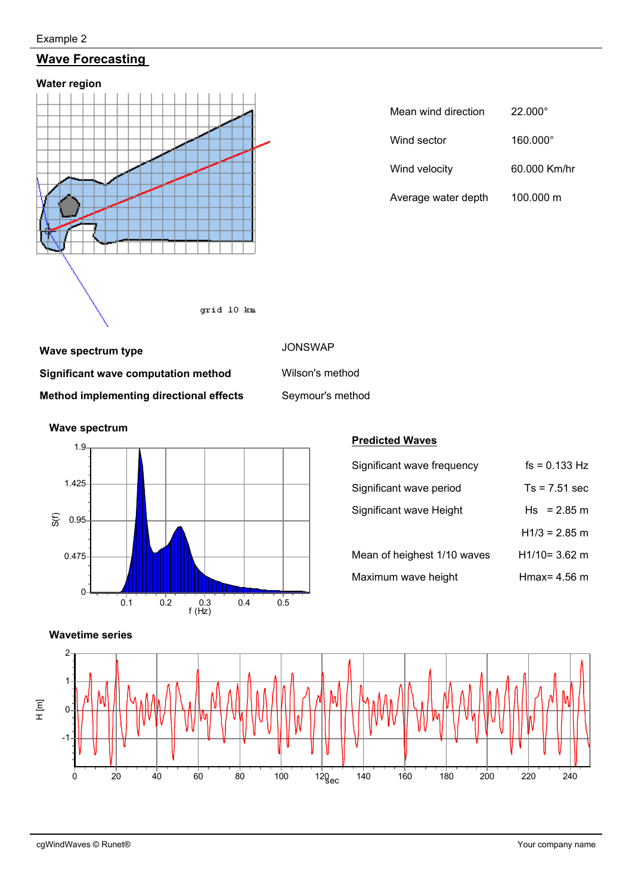Example 2

# Wave Forecasting

### Water region

grid 10 km

| | |
|---|---|
| Mean wind direction | 22.000° |
| Wind sector | 160.000° |
| Wind velocity | 60.000 Km/hr |
| Average water depth | 100.000 m |

| | |
|---|---|
| **Wave spectrum type** | JONSWAP |
| **Significant wave computation method** | Wilson's method |
| **Method implementing directional effects** | Seymour's method |

### Wave spectrum

### Predicted Waves

| | |
|---|---|
| Significant wave frequency | fs = 0.133 Hz |
| Significant wave period | Ts = 7.51 sec |
| Significant wave Height | Hs = 2.85 m |
| | H1/3 = 2.85 m |
| Mean of heighest 1/10 waves | H1/10= 3.62 m |
| Maximum wave height | Hmax= 4.56 m |

### Wavetime series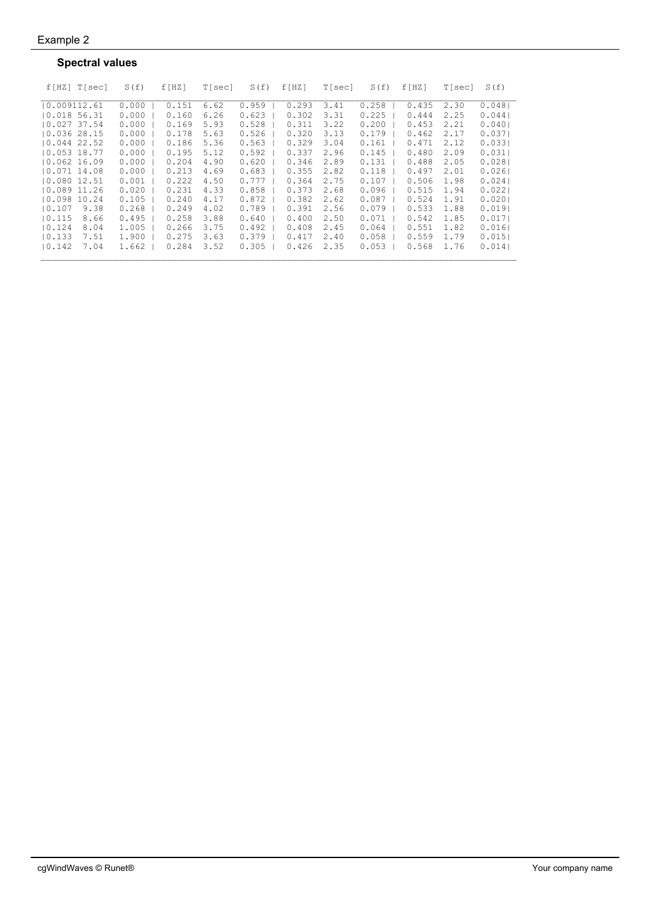## Spectral values

| f[HZ] | T[sec] | S(f) | f[HZ] | T[sec] | S(f) | f[HZ] | T[sec] | S(f) | f[HZ] | T[sec] | S(f) |
|---|---|---|---|---|---|---|---|---|---|---|---|
| 0.009 | 112.61 | 0.000 | 0.151 | 6.62 | 0.959 | 0.293 | 3.41 | 0.258 | 0.435 | 2.30 | 0.048 |
| 0.018 | 56.31 | 0.000 | 0.160 | 6.26 | 0.623 | 0.302 | 3.31 | 0.225 | 0.444 | 2.25 | 0.044 |
| 0.027 | 37.54 | 0.000 | 0.169 | 5.93 | 0.528 | 0.311 | 3.22 | 0.200 | 0.453 | 2.21 | 0.040 |
| 0.036 | 28.15 | 0.000 | 0.178 | 5.63 | 0.526 | 0.320 | 3.13 | 0.179 | 0.462 | 2.17 | 0.037 |
| 0.044 | 22.52 | 0.000 | 0.186 | 5.36 | 0.563 | 0.329 | 3.04 | 0.161 | 0.471 | 2.12 | 0.033 |
| 0.053 | 18.77 | 0.000 | 0.195 | 5.12 | 0.592 | 0.337 | 2.96 | 0.145 | 0.480 | 2.09 | 0.031 |
| 0.062 | 16.09 | 0.000 | 0.204 | 4.90 | 0.620 | 0.346 | 2.89 | 0.131 | 0.488 | 2.05 | 0.028 |
| 0.071 | 14.08 | 0.000 | 0.213 | 4.69 | 0.683 | 0.355 | 2.82 | 0.118 | 0.497 | 2.01 | 0.026 |
| 0.080 | 12.51 | 0.001 | 0.222 | 4.50 | 0.777 | 0.364 | 2.75 | 0.107 | 0.506 | 1.98 | 0.024 |
| 0.089 | 11.26 | 0.020 | 0.231 | 4.33 | 0.858 | 0.373 | 2.68 | 0.096 | 0.515 | 1.94 | 0.022 |
| 0.098 | 10.24 | 0.105 | 0.240 | 4.17 | 0.872 | 0.382 | 2.62 | 0.087 | 0.524 | 1.91 | 0.020 |
| 0.107 | 9.38 | 0.268 | 0.249 | 4.02 | 0.789 | 0.391 | 2.56 | 0.079 | 0.533 | 1.88 | 0.019 |
| 0.115 | 8.66 | 0.495 | 0.258 | 3.88 | 0.640 | 0.400 | 2.50 | 0.071 | 0.542 | 1.85 | 0.017 |
| 0.124 | 8.04 | 1.005 | 0.266 | 3.75 | 0.492 | 0.408 | 2.45 | 0.064 | 0.551 | 1.82 | 0.016 |
| 0.133 | 7.51 | 1.900 | 0.275 | 3.63 | 0.379 | 0.417 | 2.40 | 0.058 | 0.559 | 1.79 | 0.015 |
| 0.142 | 7.04 | 1.662 | 0.284 | 3.52 | 0.305 | 0.426 | 2.35 | 0.053 | 0.568 | 1.76 | 0.014 |